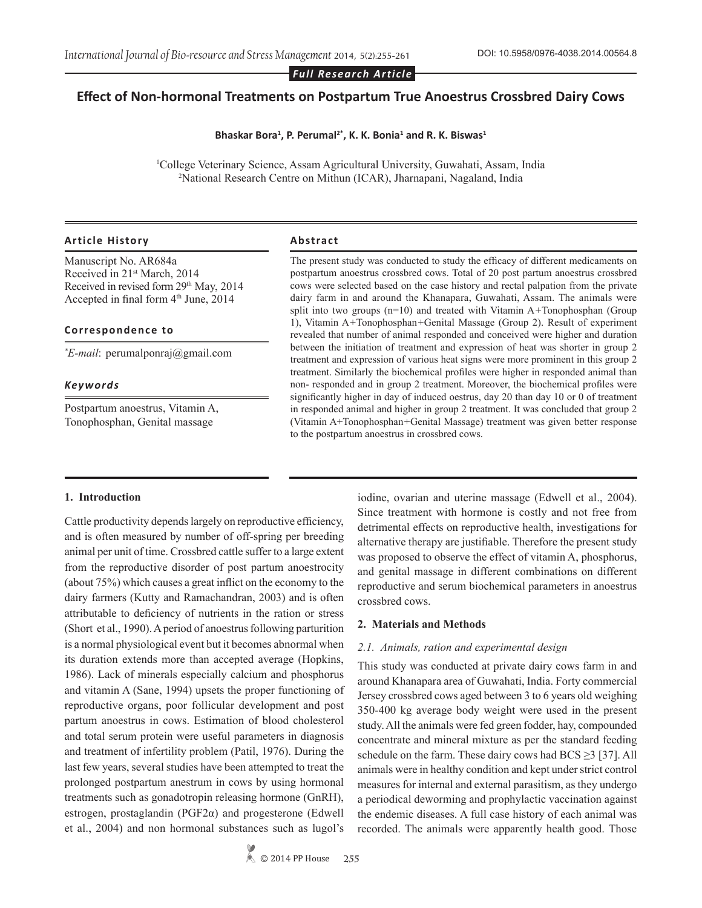Full Research Article

# Effect of Non-hormonal Treatments on Postpartum True Anoestrus Crossbred Dairy Cows

**Bhaskar Bora[1], P. Perumal[2*], K. K. Bonia[1] and R. K. Biswas[1]**

[1]College Veterinary Science, Assam Agricultural University, Guwahati, Assam, India
[2]National Research Centre on Mithun (ICAR), Jharnapani, Nagaland, India

### Article History

Manuscript No. AR684a
Received in 21st March, 2014
Received in revised form 29th May, 2014
Accepted in final form 4th June, 2014

### Correspondence to

*E-mail: perumalponraj@gmail.com

### Keywords

Postpartum anoestrus, Vitamin A, Tonophosphan, Genital massage

### Abstract

The present study was conducted to study the efficacy of different medicaments on postpartum anoestrus crossbred cows. Total of 20 post partum anoestrus crossbred cows were selected based on the case history and rectal palpation from the private dairy farm in and around the Khanapara, Guwahati, Assam. The animals were split into two groups (n=10) and treated with Vitamin A+Tonophosphan (Group 1), Vitamin A+Tonophosphan+Genital Massage (Group 2). Result of experiment revealed that number of animal responded and conceived were higher and duration between the initiation of treatment and expression of heat was shorter in group 2 treatment and expression of various heat signs were more prominent in this group 2 treatment. Similarly the biochemical profiles were higher in responded animal than non- responded and in group 2 treatment. Moreover, the biochemical profiles were significantly higher in day of induced oestrus, day 20 than day 10 or 0 of treatment in responded animal and higher in group 2 treatment. It was concluded that group 2 (Vitamin A+Tonophosphan+Genital Massage) treatment was given better response to the postpartum anoestrus in crossbred cows.

## 1. Introduction

Cattle productivity depends largely on reproductive efficiency, and is often measured by number of off-spring per breeding animal per unit of time. Crossbred cattle suffer to a large extent from the reproductive disorder of post partum anoestrocity (about 75%) which causes a great inflict on the economy to the dairy farmers (Kutty and Ramachandran, 2003) and is often attributable to deficiency of nutrients in the ration or stress (Short et al., 1990). A period of anoestrus following parturition is a normal physiological event but it becomes abnormal when its duration extends more than accepted average (Hopkins, 1986). Lack of minerals especially calcium and phosphorus and vitamin A (Sane, 1994) upsets the proper functioning of reproductive organs, poor follicular development and post partum anoestrus in cows. Estimation of blood cholesterol and total serum protein were useful parameters in diagnosis and treatment of infertility problem (Patil, 1976). During the last few years, several studies have been attempted to treat the prolonged postpartum anestrum in cows by using hormonal treatments such as gonadotropin releasing hormone (GnRH), estrogen, prostaglandin (PGF2α) and progesterone (Edwell et al., 2004) and non hormonal substances such as lugol's iodine, ovarian and uterine massage (Edwell et al., 2004). Since treatment with hormone is costly and not free from detrimental effects on reproductive health, investigations for alternative therapy are justifiable. Therefore the present study was proposed to observe the effect of vitamin A, phosphorus, and genital massage in different combinations on different reproductive and serum biochemical parameters in anoestrus crossbred cows.

## 2. Materials and Methods

### 2.1. Animals, ration and experimental design

This study was conducted at private dairy cows farm in and around Khanapara area of Guwahati, India. Forty commercial Jersey crossbred cows aged between 3 to 6 years old weighing 350-400 kg average body weight were used in the present study. All the animals were fed green fodder, hay, compounded concentrate and mineral mixture as per the standard feeding schedule on the farm. These dairy cows had BCS ≥3 [37]. All animals were in healthy condition and kept under strict control measures for internal and external parasitism, as they undergo a periodical deworming and prophylactic vaccination against the endemic diseases. A full case history of each animal was recorded. The animals were apparently health good. Those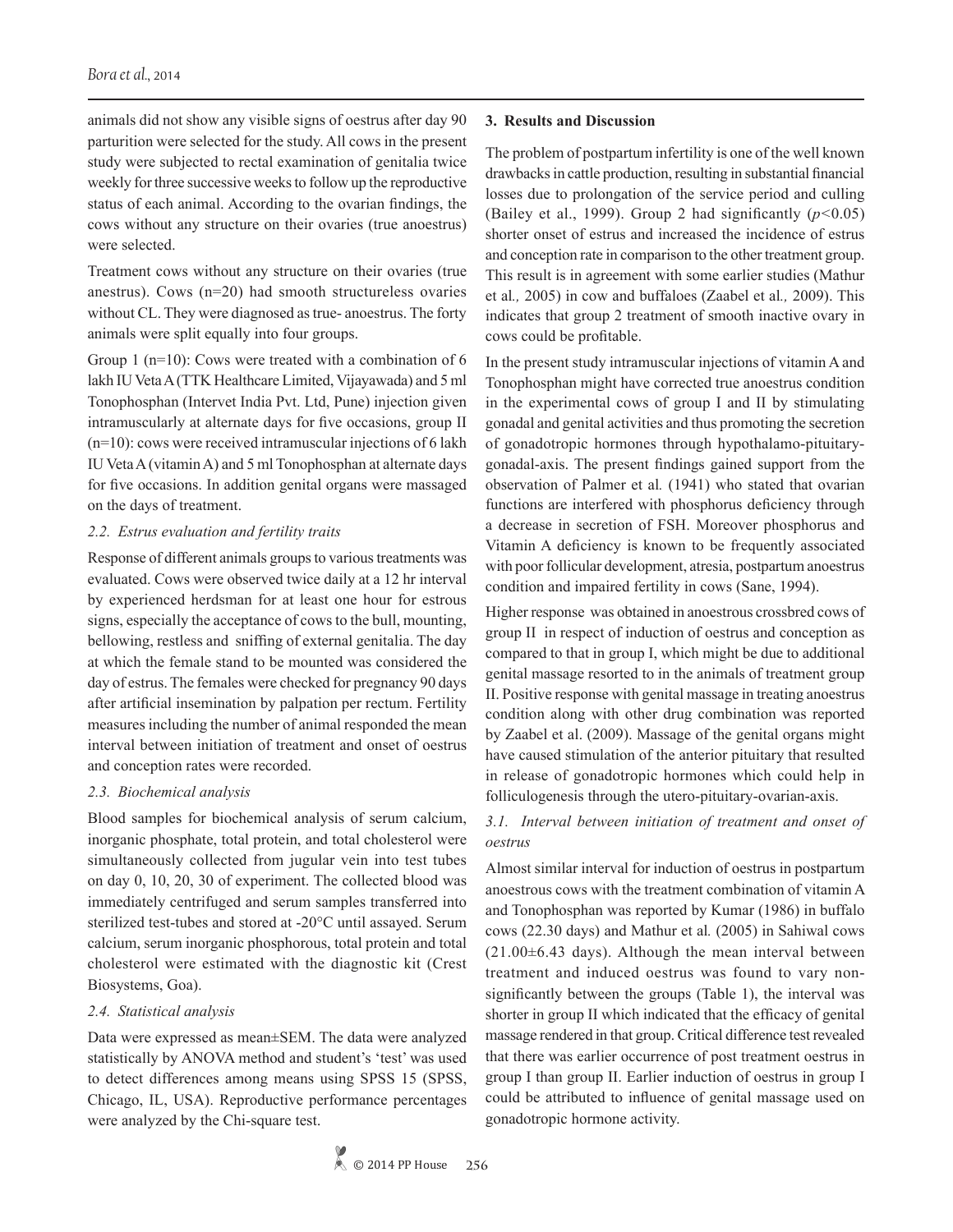animals did not show any visible signs of oestrus after day 90 parturition were selected for the study. All cows in the present study were subjected to rectal examination of genitalia twice weekly for three successive weeks to follow up the reproductive status of each animal. According to the ovarian findings, the cows without any structure on their ovaries (true anoestrus) were selected.

Treatment cows without any structure on their ovaries (true anestrus). Cows (n=20) had smooth structureless ovaries without CL. They were diagnosed as true- anoestrus. The forty animals were split equally into four groups.

Group 1 (n=10): Cows were treated with a combination of 6 lakh IU Veta A (TTK Healthcare Limited, Vijayawada) and 5 ml Tonophosphan (Intervet India Pvt. Ltd, Pune) injection given intramuscularly at alternate days for five occasions, group II (n=10): cows were received intramuscular injections of 6 lakh IU Veta A (vitamin A) and 5 ml Tonophosphan at alternate days for five occasions. In addition genital organs were massaged on the days of treatment.

### *2.2. Estrus evaluation and fertility traits*

Response of different animals groups to various treatments was evaluated. Cows were observed twice daily at a 12 hr interval by experienced herdsman for at least one hour for estrous signs, especially the acceptance of cows to the bull, mounting, bellowing, restless and sniffing of external genitalia. The day at which the female stand to be mounted was considered the day of estrus. The females were checked for pregnancy 90 days after artificial insemination by palpation per rectum. Fertility measures including the number of animal responded the mean interval between initiation of treatment and onset of oestrus and conception rates were recorded.

### *2.3. Biochemical analysis*

Blood samples for biochemical analysis of serum calcium, inorganic phosphate, total protein, and total cholesterol were simultaneously collected from jugular vein into test tubes on day 0, 10, 20, 30 of experiment. The collected blood was immediately centrifuged and serum samples transferred into sterilized test-tubes and stored at -20°C until assayed. Serum calcium, serum inorganic phosphorous, total protein and total cholesterol were estimated with the diagnostic kit (Crest Biosystems, Goa).

### *2.4. Statistical analysis*

Data were expressed as mean±SEM. The data were analyzed statistically by ANOVA method and student's 'test' was used to detect differences among means using SPSS 15 (SPSS, Chicago, IL, USA). Reproductive performance percentages were analyzed by the Chi-square test.

## 3. Results and Discussion

The problem of postpartum infertility is one of the well known drawbacks in cattle production, resulting in substantial financial losses due to prolongation of the service period and culling (Bailey et al., 1999). Group 2 had significantly ($p<0.05$) shorter onset of estrus and increased the incidence of estrus and conception rate in comparison to the other treatment group. This result is in agreement with some earlier studies (Mathur et al*.,* 2005) in cow and buffaloes (Zaabel et al*.,* 2009). This indicates that group 2 treatment of smooth inactive ovary in cows could be profitable.

In the present study intramuscular injections of vitamin A and Tonophosphan might have corrected true anoestrus condition in the experimental cows of group I and II by stimulating gonadal and genital activities and thus promoting the secretion of gonadotropic hormones through hypothalamo-pituitary-gonadal-axis. The present findings gained support from the observation of Palmer et al*.* (1941) who stated that ovarian functions are interfered with phosphorus deficiency through a decrease in secretion of FSH. Moreover phosphorus and Vitamin A deficiency is known to be frequently associated with poor follicular development, atresia, postpartum anoestrus condition and impaired fertility in cows (Sane, 1994).

Higher response was obtained in anoestrous crossbred cows of group II in respect of induction of oestrus and conception as compared to that in group I, which might be due to additional genital massage resorted to in the animals of treatment group II. Positive response with genital massage in treating anoestrus condition along with other drug combination was reported by Zaabel et al. (2009). Massage of the genital organs might have caused stimulation of the anterior pituitary that resulted in release of gonadotropic hormones which could help in folliculogenesis through the utero-pituitary-ovarian-axis.

### *3.1. Interval between initiation of treatment and onset of oestrus*

Almost similar interval for induction of oestrus in postpartum anoestrous cows with the treatment combination of vitamin A and Tonophosphan was reported by Kumar (1986) in buffalo cows (22.30 days) and Mathur et al*.* (2005) in Sahiwal cows (21.00±6.43 days). Although the mean interval between treatment and induced oestrus was found to vary non-significantly between the groups (Table 1), the interval was shorter in group II which indicated that the efficacy of genital massage rendered in that group. Critical difference test revealed that there was earlier occurrence of post treatment oestrus in group I than group II. Earlier induction of oestrus in group I could be attributed to influence of genital massage used on gonadotropic hormone activity.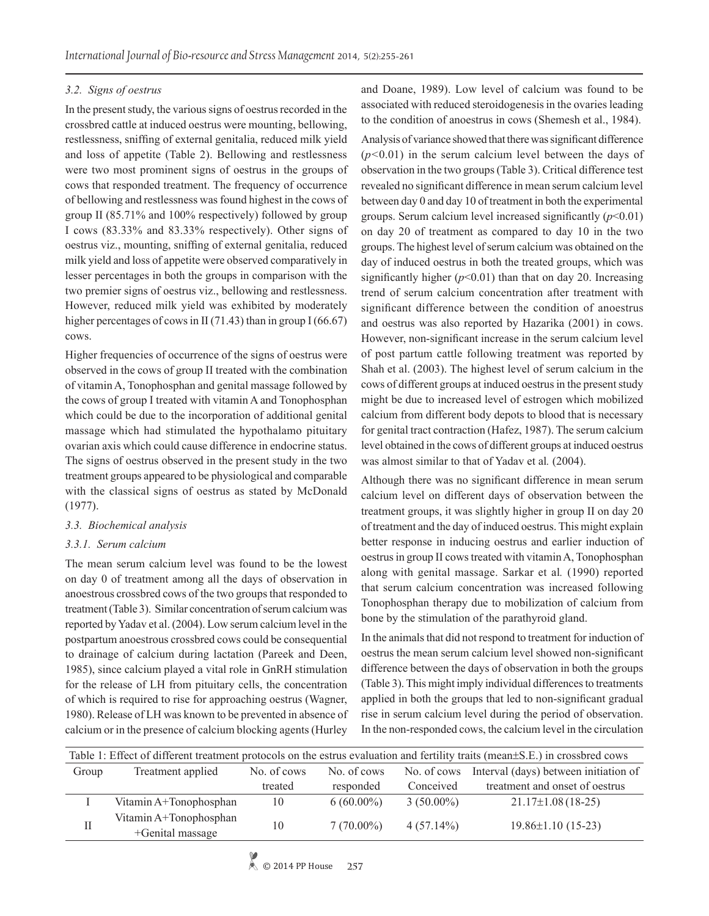### 3.2. Signs of oestrus

In the present study, the various signs of oestrus recorded in the crossbred cattle at induced oestrus were mounting, bellowing, restlessness, sniffing of external genitalia, reduced milk yield and loss of appetite (Table 2). Bellowing and restlessness were two most prominent signs of oestrus in the groups of cows that responded treatment. The frequency of occurrence of bellowing and restlessness was found highest in the cows of group II (85.71% and 100% respectively) followed by group I cows (83.33% and 83.33% respectively). Other signs of oestrus viz., mounting, sniffing of external genitalia, reduced milk yield and loss of appetite were observed comparatively in lesser percentages in both the groups in comparison with the two premier signs of oestrus viz., bellowing and restlessness. However, reduced milk yield was exhibited by moderately higher percentages of cows in II (71.43) than in group I (66.67) cows.

Higher frequencies of occurrence of the signs of oestrus were observed in the cows of group II treated with the combination of vitamin A, Tonophosphan and genital massage followed by the cows of group I treated with vitamin A and Tonophosphan which could be due to the incorporation of additional genital massage which had stimulated the hypothalamo pituitary ovarian axis which could cause difference in endocrine status. The signs of oestrus observed in the present study in the two treatment groups appeared to be physiological and comparable with the classical signs of oestrus as stated by McDonald (1977).

### 3.3. Biochemical analysis

#### 3.3.1. Serum calcium

The mean serum calcium level was found to be the lowest on day 0 of treatment among all the days of observation in anoestrous crossbred cows of the two groups that responded to treatment (Table 3). Similar concentration of serum calcium was reported by Yadav et al. (2004). Low serum calcium level in the postpartum anoestrous crossbred cows could be consequential to drainage of calcium during lactation (Pareek and Deen, 1985), since calcium played a vital role in GnRH stimulation for the release of LH from pituitary cells, the concentration of which is required to rise for approaching oestrus (Wagner, 1980). Release of LH was known to be prevented in absence of calcium or in the presence of calcium blocking agents (Hurley and Doane, 1989). Low level of calcium was found to be associated with reduced steroidogenesis in the ovaries leading to the condition of anoestrus in cows (Shemesh et al., 1984).

Analysis of variance showed that there was significant difference ($p$<0.01) in the serum calcium level between the days of observation in the two groups (Table 3). Critical difference test revealed no significant difference in mean serum calcium level between day 0 and day 10 of treatment in both the experimental groups. Serum calcium level increased significantly ($p$<0.01) on day 20 of treatment as compared to day 10 in the two groups. The highest level of serum calcium was obtained on the day of induced oestrus in both the treated groups, which was significantly higher ($p$<0.01) than that on day 20. Increasing trend of serum calcium concentration after treatment with significant difference between the condition of anoestrus and oestrus was also reported by Hazarika (2001) in cows. However, non-significant increase in the serum calcium level of post partum cattle following treatment was reported by Shah et al. (2003). The highest level of serum calcium in the cows of different groups at induced oestrus in the present study might be due to increased level of estrogen which mobilized calcium from different body depots to blood that is necessary for genital tract contraction (Hafez, 1987). The serum calcium level obtained in the cows of different groups at induced oestrus was almost similar to that of Yadav et al. (2004).

Although there was no significant difference in mean serum calcium level on different days of observation between the treatment groups, it was slightly higher in group II on day 20 of treatment and the day of induced oestrus. This might explain better response in inducing oestrus and earlier induction of oestrus in group II cows treated with vitamin A, Tonophosphan along with genital massage. Sarkar et al. (1990) reported that serum calcium concentration was increased following Tonophosphan therapy due to mobilization of calcium from bone by the stimulation of the parathyroid gland.

In the animals that did not respond to treatment for induction of oestrus the mean serum calcium level showed non-significant difference between the days of observation in both the groups (Table 3). This might imply individual differences to treatments applied in both the groups that led to non-significant gradual rise in serum calcium level during the period of observation. In the non-responded cows, the calcium level in the circulation

Table 1: Effect of different treatment protocols on the estrus evaluation and fertility traits (mean±S.E.) in crossbred cows

| Group | Treatment applied | No. of cows treated | No. of cows responded | No. of cows Conceived | Interval (days) between initiation of treatment and onset of oestrus |
|---|---|---|---|---|---|
| I | Vitamin A+Tonophosphan | 10 | 6 (60.00%) | 3 (50.00%) | 21.17±1.08 (18-25) |
| II | Vitamin A+Tonophosphan +Genital massage | 10 | 7 (70.00%) | 4 (57.14%) | 19.86±1.10 (15-23) |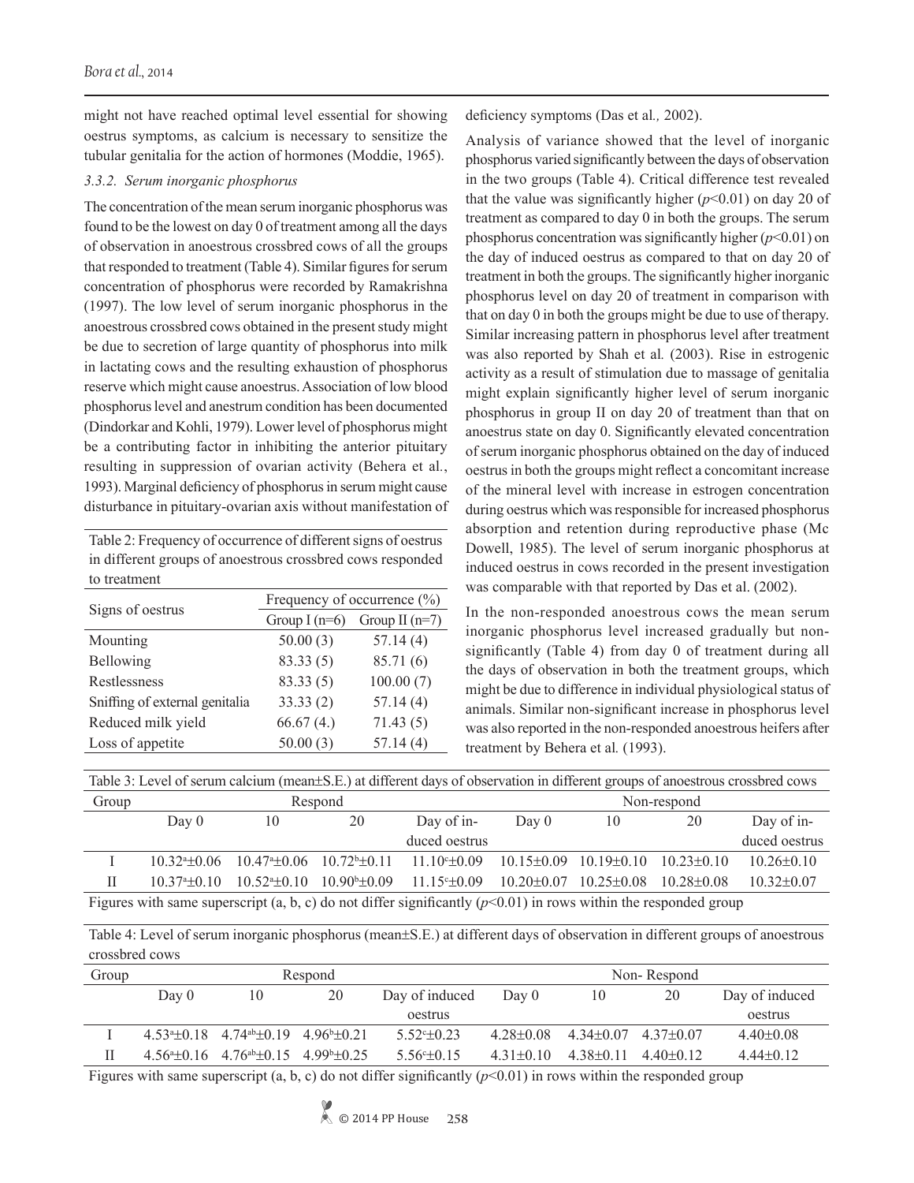might not have reached optimal level essential for showing oestrus symptoms, as calcium is necessary to sensitize the tubular genitalia for the action of hormones (Moddie, 1965).

### 3.3.2. Serum inorganic phosphorus

The concentration of the mean serum inorganic phosphorus was found to be the lowest on day 0 of treatment among all the days of observation in anoestrous crossbred cows of all the groups that responded to treatment (Table 4). Similar figures for serum concentration of phosphorus were recorded by Ramakrishna (1997). The low level of serum inorganic phosphorus in the anoestrous crossbred cows obtained in the present study might be due to secretion of large quantity of phosphorus into milk in lactating cows and the resulting exhaustion of phosphorus reserve which might cause anoestrus. Association of low blood phosphorus level and anestrum condition has been documented (Dindorkar and Kohli, 1979). Lower level of phosphorus might be a contributing factor in inhibiting the anterior pituitary resulting in suppression of ovarian activity (Behera et al., 1993). Marginal deficiency of phosphorus in serum might cause disturbance in pituitary-ovarian axis without manifestation of deficiency symptoms (Das et al*.,* 2002).

Analysis of variance showed that the level of inorganic phosphorus varied significantly between the days of observation in the two groups (Table 4). Critical difference test revealed that the value was significantly higher ($p$<0.01) on day 20 of treatment as compared to day 0 in both the groups. The serum phosphorus concentration was significantly higher ($p$<0.01) on the day of induced oestrus as compared to that on day 20 of treatment in both the groups. The significantly higher inorganic phosphorus level on day 20 of treatment in comparison with that on day 0 in both the groups might be due to use of therapy. Similar increasing pattern in phosphorus level after treatment was also reported by Shah et al*.* (2003). Rise in estrogenic activity as a result of stimulation due to massage of genitalia might explain significantly higher level of serum inorganic phosphorus in group II on day 20 of treatment than that on anoestrus state on day 0. Significantly elevated concentration of serum inorganic phosphorus obtained on the day of induced oestrus in both the groups might reflect a concomitant increase of the mineral level with increase in estrogen concentration during oestrus which was responsible for increased phosphorus absorption and retention during reproductive phase (Mc Dowell, 1985). The level of serum inorganic phosphorus at induced oestrus in cows recorded in the present investigation was comparable with that reported by Das et al. (2002).

In the non-responded anoestrous cows the mean serum inorganic phosphorus level increased gradually but non-significantly (Table 4) from day 0 of treatment during all the days of observation in both the treatment groups, which might be due to difference in individual physiological status of animals. Similar non-significant increase in phosphorus level was also reported in the non-responded anoestrous heifers after treatment by Behera et al*.* (1993).

Table 2: Frequency of occurrence of different signs of oestrus in different groups of anoestrous crossbred cows responded to treatment

| Signs of oestrus | Frequency of occurrence (%) | |
|---|---|---|
| | Group I (n=6) | Group II (n=7) |
| Mounting | 50.00 (3) | 57.14 (4) |
| Bellowing | 83.33 (5) | 85.71 (6) |
| Restlessness | 83.33 (5) | 100.00 (7) |
| Sniffing of external genitalia | 33.33 (2) | 57.14 (4) |
| Reduced milk yield | 66.67 (4.) | 71.43 (5) |
| Loss of appetite | 50.00 (3) | 57.14 (4) |

Table 3: Level of serum calcium (mean±S.E.) at different days of observation in different groups of anoestrous crossbred cows

| Group | Respond | | | | Non-respond | | | |
|---|---|---|---|---|---|---|---|---|
| | Day 0 | 10 | 20 | Day of induced oestrus | Day 0 | 10 | 20 | Day of induced oestrus |
| I | $10.32^{a}$±0.06 | $10.47^{a}$±0.06 | $10.72^{b}$±0.11 | $11.10^{c}$±0.09 | 10.15±0.09 | 10.19±0.10 | 10.23±0.10 | 10.26±0.10 |
| II | $10.37^{a}$±0.10 | $10.52^{a}$±0.10 | $10.90^{b}$±0.09 | $11.15^{c}$±0.09 | 10.20±0.07 | 10.25±0.08 | 10.28±0.08 | 10.32±0.07 |

Figures with same superscript (a, b, c) do not differ significantly ($p$<0.01) in rows within the responded group

Table 4: Level of serum inorganic phosphorus (mean±S.E.) at different days of observation in different groups of anoestrous crossbred cows

| Group | Respond | | | | Non- Respond | | | |
|---|---|---|---|---|---|---|---|---|
| | Day 0 | 10 | 20 | Day of induced oestrus | Day 0 | 10 | 20 | Day of induced oestrus |
| I | $4.53^{a}$±0.18 | $4.74^{ab}$±0.19 | $4.96^{b}$±0.21 | $5.52^{c}$±0.23 | 4.28±0.08 | 4.34±0.07 | 4.37±0.07 | 4.40±0.08 |
| II | $4.56^{a}$±0.16 | $4.76^{ab}$±0.15 | $4.99^{b}$±0.25 | $5.56^{c}$±0.15 | 4.31±0.10 | 4.38±0.11 | 4.40±0.12 | 4.44±0.12 |

Figures with same superscript (a, b, c) do not differ significantly ($p$<0.01) in rows within the responded group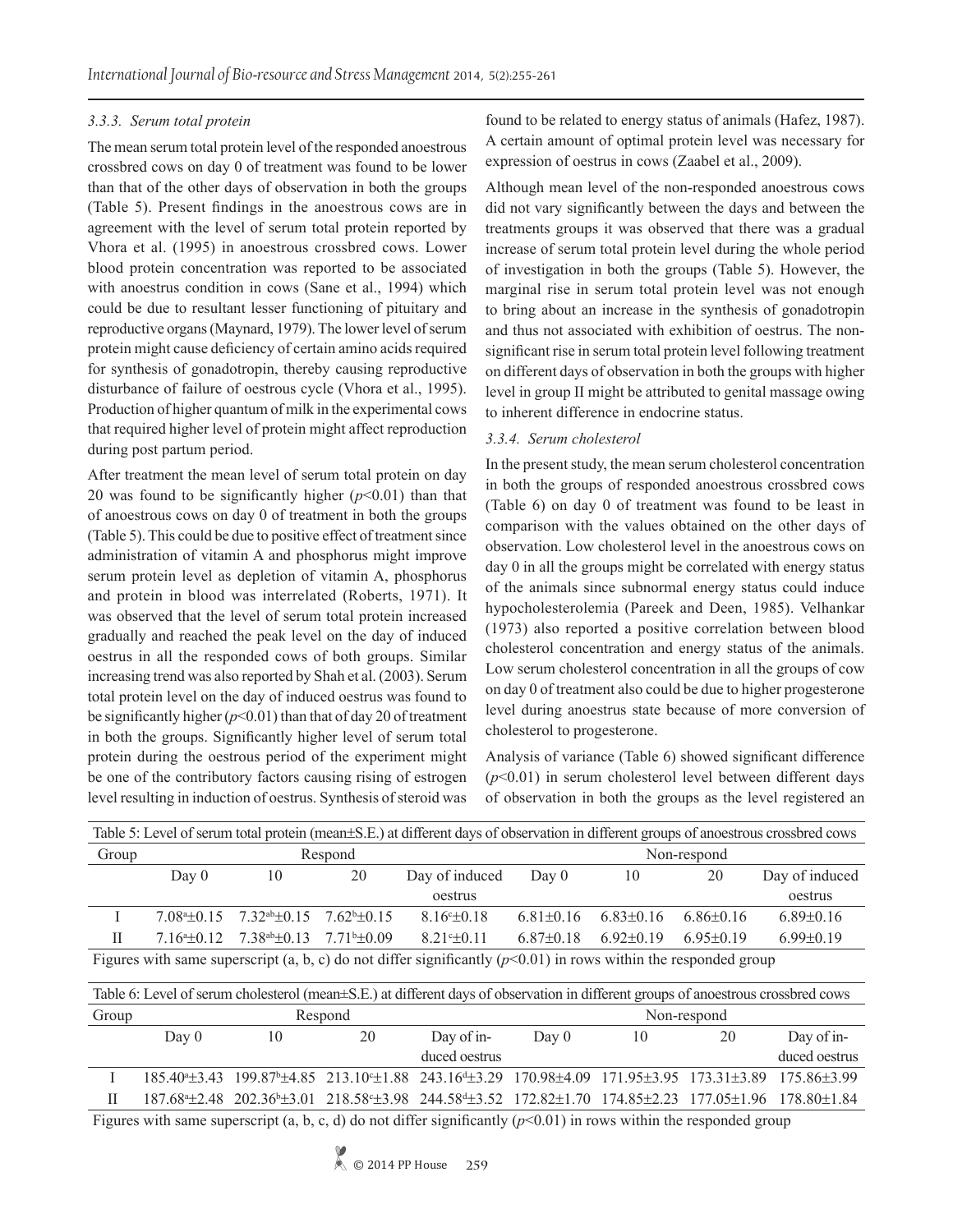### 3.3.3. Serum total protein

The mean serum total protein level of the responded anoestrous crossbred cows on day 0 of treatment was found to be lower than that of the other days of observation in both the groups (Table 5). Present findings in the anoestrous cows are in agreement with the level of serum total protein reported by Vhora et al. (1995) in anoestrous crossbred cows. Lower blood protein concentration was reported to be associated with anoestrus condition in cows (Sane et al., 1994) which could be due to resultant lesser functioning of pituitary and reproductive organs (Maynard, 1979). The lower level of serum protein might cause deficiency of certain amino acids required for synthesis of gonadotropin, thereby causing reproductive disturbance of failure of oestrous cycle (Vhora et al., 1995). Production of higher quantum of milk in the experimental cows that required higher level of protein might affect reproduction during post partum period.

After treatment the mean level of serum total protein on day 20 was found to be significantly higher ($p$<0.01) than that of anoestrous cows on day 0 of treatment in both the groups (Table 5). This could be due to positive effect of treatment since administration of vitamin A and phosphorus might improve serum protein level as depletion of vitamin A, phosphorus and protein in blood was interrelated (Roberts, 1971). It was observed that the level of serum total protein increased gradually and reached the peak level on the day of induced oestrus in all the responded cows of both groups. Similar increasing trend was also reported by Shah et al. (2003). Serum total protein level on the day of induced oestrus was found to be significantly higher ($p$<0.01) than that of day 20 of treatment in both the groups. Significantly higher level of serum total protein during the oestrous period of the experiment might be one of the contributory factors causing rising of estrogen level resulting in induction of oestrus. Synthesis of steroid was found to be related to energy status of animals (Hafez, 1987). A certain amount of optimal protein level was necessary for expression of oestrus in cows (Zaabel et al., 2009).

Although mean level of the non-responded anoestrous cows did not vary significantly between the days and between the treatments groups it was observed that there was a gradual increase of serum total protein level during the whole period of investigation in both the groups (Table 5). However, the marginal rise in serum total protein level was not enough to bring about an increase in the synthesis of gonadotropin and thus not associated with exhibition of oestrus. The non-significant rise in serum total protein level following treatment on different days of observation in both the groups with higher level in group II might be attributed to genital massage owing to inherent difference in endocrine status.

### 3.3.4. Serum cholesterol

In the present study, the mean serum cholesterol concentration in both the groups of responded anoestrous crossbred cows (Table 6) on day 0 of treatment was found to be least in comparison with the values obtained on the other days of observation. Low cholesterol level in the anoestrous cows on day 0 in all the groups might be correlated with energy status of the animals since subnormal energy status could induce hypocholesterolemia (Pareek and Deen, 1985). Velhankar (1973) also reported a positive correlation between blood cholesterol concentration and energy status of the animals. Low serum cholesterol concentration in all the groups of cow on day 0 of treatment also could be due to higher progesterone level during anoestrus state because of more conversion of cholesterol to progesterone.

Analysis of variance (Table 6) showed significant difference ($p$<0.01) in serum cholesterol level between different days of observation in both the groups as the level registered an

Table 5: Level of serum total protein (mean±S.E.) at different days of observation in different groups of anoestrous crossbred cows

| Group | Respond | | | | Non-respond | | | |
|---|---|---|---|---|---|---|---|---|
| | Day 0 | 10 | 20 | Day of induced oestrus | Day 0 | 10 | 20 | Day of induced oestrus |
| I | 7.08$^{a}$±0.15 | 7.32$^{ab}$±0.15 | 7.62$^{b}$±0.15 | 8.16$^{c}$±0.18 | 6.81±0.16 | 6.83±0.16 | 6.86±0.16 | 6.89±0.16 |
| II | 7.16$^{a}$±0.12 | 7.38$^{ab}$±0.13 | 7.71$^{b}$±0.09 | 8.21$^{c}$±0.11 | 6.87±0.18 | 6.92±0.19 | 6.95±0.19 | 6.99±0.19 |

Figures with same superscript (a, b, c) do not differ significantly ($p$<0.01) in rows within the responded group

Table 6: Level of serum cholesterol (mean±S.E.) at different days of observation in different groups of anoestrous crossbred cows

| Group | Respond | | | | Non-respond | | | |
|---|---|---|---|---|---|---|---|---|
| | Day 0 | 10 | 20 | Day of induced oestrus | Day 0 | 10 | 20 | Day of induced oestrus |
| I | 185.40$^{a}$±3.43 | 199.87$^{b}$±4.85 | 213.10$^{c}$±1.88 | 243.16$^{d}$±3.29 | 170.98±4.09 | 171.95±3.95 | 173.31±3.89 | 175.86±3.99 |
| II | 187.68$^{a}$±2.48 | 202.36$^{b}$±3.01 | 218.58$^{c}$±3.98 | 244.58$^{d}$±3.52 | 172.82±1.70 | 174.85±2.23 | 177.05±1.96 | 178.80±1.84 |

Figures with same superscript (a, b, c, d) do not differ significantly ($p$<0.01) in rows within the responded group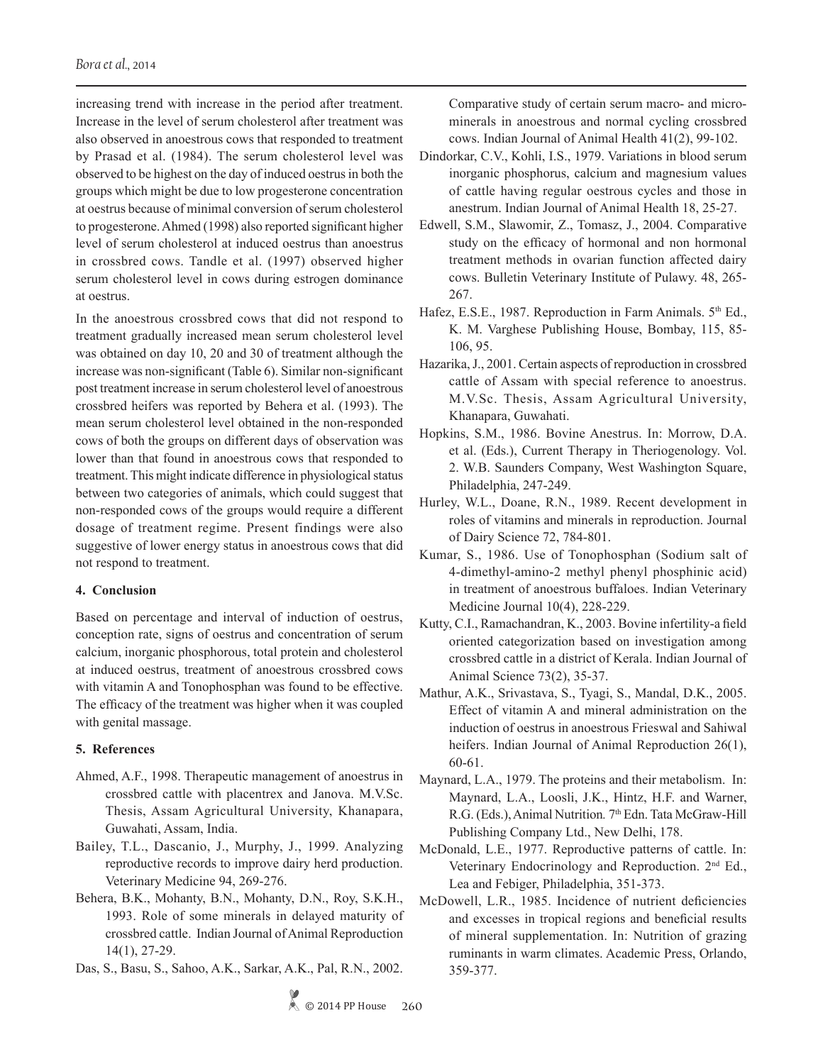increasing trend with increase in the period after treatment. Increase in the level of serum cholesterol after treatment was also observed in anoestrous cows that responded to treatment by Prasad et al. (1984). The serum cholesterol level was observed to be highest on the day of induced oestrus in both the groups which might be due to low progesterone concentration at oestrus because of minimal conversion of serum cholesterol to progesterone. Ahmed (1998) also reported significant higher level of serum cholesterol at induced oestrus than anoestrus in crossbred cows. Tandle et al. (1997) observed higher serum cholesterol level in cows during estrogen dominance at oestrus.

In the anoestrous crossbred cows that did not respond to treatment gradually increased mean serum cholesterol level was obtained on day 10, 20 and 30 of treatment although the increase was non-significant (Table 6). Similar non-significant post treatment increase in serum cholesterol level of anoestrous crossbred heifers was reported by Behera et al. (1993). The mean serum cholesterol level obtained in the non-responded cows of both the groups on different days of observation was lower than that found in anoestrous cows that responded to treatment. This might indicate difference in physiological status between two categories of animals, which could suggest that non-responded cows of the groups would require a different dosage of treatment regime. Present findings were also suggestive of lower energy status in anoestrous cows that did not respond to treatment.

## 4. Conclusion

Based on percentage and interval of induction of oestrus, conception rate, signs of oestrus and concentration of serum calcium, inorganic phosphorous, total protein and cholesterol at induced oestrus, treatment of anoestrous crossbred cows with vitamin A and Tonophosphan was found to be effective. The efficacy of the treatment was higher when it was coupled with genital massage.

## 5. References

Ahmed, A.F., 1998. Therapeutic management of anoestrus in crossbred cattle with placentrex and Janova. M.V.Sc. Thesis, Assam Agricultural University, Khanapara, Guwahati, Assam, India.

Bailey, T.L., Dascanio, J., Murphy, J., 1999. Analyzing reproductive records to improve dairy herd production. Veterinary Medicine 94, 269-276.

Behera, B.K., Mohanty, B.N., Mohanty, D.N., Roy, S.K.H., 1993. Role of some minerals in delayed maturity of crossbred cattle. Indian Journal of Animal Reproduction 14(1), 27-29.

Das, S., Basu, S., Sahoo, A.K., Sarkar, A.K., Pal, R.N., 2002. Comparative study of certain serum macro- and micro-minerals in anoestrous and normal cycling crossbred cows. Indian Journal of Animal Health 41(2), 99-102.

Dindorkar, C.V., Kohli, I.S., 1979. Variations in blood serum inorganic phosphorus, calcium and magnesium values of cattle having regular oestrous cycles and those in anestrum. Indian Journal of Animal Health 18, 25-27.

Edwell, S.M., Slawomir, Z., Tomasz, J., 2004. Comparative study on the efficacy of hormonal and non hormonal treatment methods in ovarian function affected dairy cows. Bulletin Veterinary Institute of Pulawy. 48, 265-267.

Hafez, E.S.E., 1987. Reproduction in Farm Animals. 5th Ed., K. M. Varghese Publishing House, Bombay, 115, 85-106, 95.

Hazarika, J., 2001. Certain aspects of reproduction in crossbred cattle of Assam with special reference to anoestrus. M.V.Sc. Thesis, Assam Agricultural University, Khanapara, Guwahati.

Hopkins, S.M., 1986. Bovine Anestrus. In: Morrow, D.A. et al. (Eds.), Current Therapy in Theriogenology. Vol. 2. W.B. Saunders Company, West Washington Square, Philadelphia, 247-249.

Hurley, W.L., Doane, R.N., 1989. Recent development in roles of vitamins and minerals in reproduction. Journal of Dairy Science 72, 784-801.

Kumar, S., 1986. Use of Tonophosphan (Sodium salt of 4-dimethyl-amino-2 methyl phenyl phosphinic acid) in treatment of anoestrous buffaloes. Indian Veterinary Medicine Journal 10(4), 228-229.

Kutty, C.I., Ramachandran, K., 2003. Bovine infertility-a field oriented categorization based on investigation among crossbred cattle in a district of Kerala. Indian Journal of Animal Science 73(2), 35-37.

Mathur, A.K., Srivastava, S., Tyagi, S., Mandal, D.K., 2005. Effect of vitamin A and mineral administration on the induction of oestrus in anoestrous Frieswal and Sahiwal heifers. Indian Journal of Animal Reproduction 26(1), 60-61.

Maynard, L.A., 1979. The proteins and their metabolism. In: Maynard, L.A., Loosli, J.K., Hintz, H.F. and Warner, R.G. (Eds.), Animal Nutrition. 7th Edn. Tata McGraw-Hill Publishing Company Ltd., New Delhi, 178.

McDonald, L.E., 1977. Reproductive patterns of cattle. In: Veterinary Endocrinology and Reproduction. 2nd Ed., Lea and Febiger, Philadelphia, 351-373.

McDowell, L.R., 1985. Incidence of nutrient deficiencies and excesses in tropical regions and beneficial results of mineral supplementation. In: Nutrition of grazing ruminants in warm climates. Academic Press, Orlando, 359-377.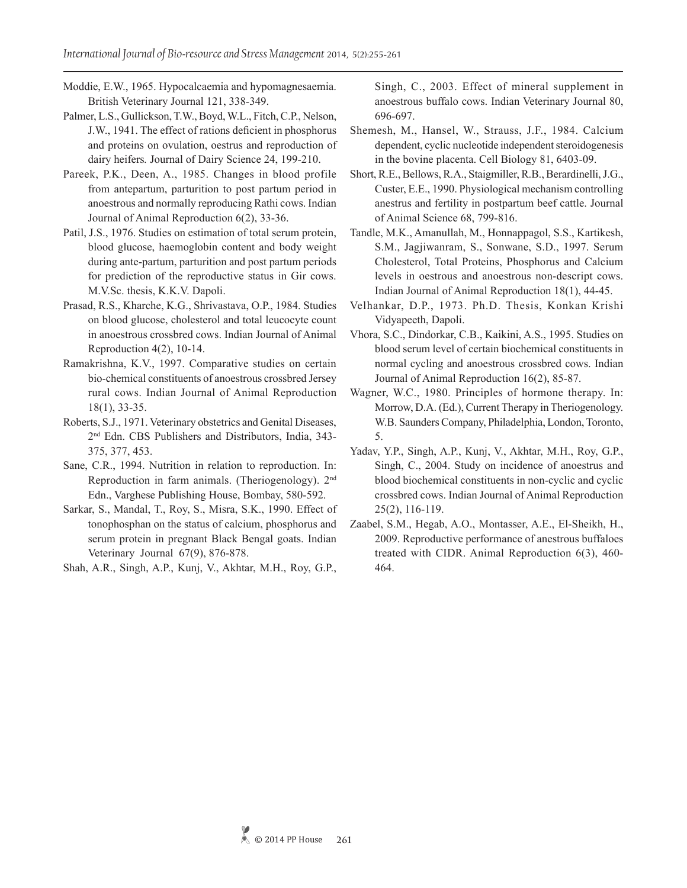Moddie, E.W., 1965. Hypocalcaemia and hypomagnesaemia. British Veterinary Journal 121, 338-349.

Palmer, L.S., Gullickson, T.W., Boyd, W.L., Fitch, C.P., Nelson, J.W., 1941. The effect of rations deficient in phosphorus and proteins on ovulation, oestrus and reproduction of dairy heifers. Journal of Dairy Science 24, 199-210.

Pareek, P.K., Deen, A., 1985. Changes in blood profile from antepartum, parturition to post partum period in anoestrous and normally reproducing Rathi cows. Indian Journal of Animal Reproduction 6(2), 33-36.

Patil, J.S., 1976. Studies on estimation of total serum protein, blood glucose, haemoglobin content and body weight during ante-partum, parturition and post partum periods for prediction of the reproductive status in Gir cows. M.V.Sc. thesis, K.K.V. Dapoli.

Prasad, R.S., Kharche, K.G., Shrivastava, O.P., 1984. Studies on blood glucose, cholesterol and total leucocyte count in anoestrous crossbred cows. Indian Journal of Animal Reproduction 4(2), 10-14.

Ramakrishna, K.V., 1997. Comparative studies on certain bio-chemical constituents of anoestrous crossbred Jersey rural cows. Indian Journal of Animal Reproduction 18(1), 33-35.

Roberts, S.J., 1971. Veterinary obstetrics and Genital Diseases, 2nd Edn. CBS Publishers and Distributors, India, 343-375, 377, 453.

Sane, C.R., 1994. Nutrition in relation to reproduction. In: Reproduction in farm animals. (Theriogenology). 2nd Edn., Varghese Publishing House, Bombay, 580-592.

Sarkar, S., Mandal, T., Roy, S., Misra, S.K., 1990. Effect of tonophosphan on the status of calcium, phosphorus and serum protein in pregnant Black Bengal goats. Indian Veterinary Journal 67(9), 876-878.

Shah, A.R., Singh, A.P., Kunj, V., Akhtar, M.H., Roy, G.P., Singh, C., 2003. Effect of mineral supplement in anoestrous buffalo cows. Indian Veterinary Journal 80, 696-697.

Shemesh, M., Hansel, W., Strauss, J.F., 1984. Calcium dependent, cyclic nucleotide independent steroidogenesis in the bovine placenta. Cell Biology 81, 6403-09.

Short, R.E., Bellows, R.A., Staigmiller, R.B., Berardinelli, J.G., Custer, E.E., 1990. Physiological mechanism controlling anestrus and fertility in postpartum beef cattle. Journal of Animal Science 68, 799-816.

Tandle, M.K., Amanullah, M., Honnappagol, S.S., Kartikesh, S.M., Jagjiwanram, S., Sonwane, S.D., 1997. Serum Cholesterol, Total Proteins, Phosphorus and Calcium levels in oestrous and anoestrous non-descript cows. Indian Journal of Animal Reproduction 18(1), 44-45.

Velhankar, D.P., 1973. Ph.D. Thesis, Konkan Krishi Vidyapeeth, Dapoli.

Vhora, S.C., Dindorkar, C.B., Kaikini, A.S., 1995. Studies on blood serum level of certain biochemical constituents in normal cycling and anoestrous crossbred cows. Indian Journal of Animal Reproduction 16(2), 85-87.

Wagner, W.C., 1980. Principles of hormone therapy. In: Morrow, D.A. (Ed.), Current Therapy in Theriogenology. W.B. Saunders Company, Philadelphia, London, Toronto, 5.

Yadav, Y.P., Singh, A.P., Kunj, V., Akhtar, M.H., Roy, G.P., Singh, C., 2004. Study on incidence of anoestrus and blood biochemical constituents in non-cyclic and cyclic crossbred cows. Indian Journal of Animal Reproduction 25(2), 116-119.

Zaabel, S.M., Hegab, A.O., Montasser, A.E., El-Sheikh, H., 2009. Reproductive performance of anestrous buffaloes treated with CIDR. Animal Reproduction 6(3), 460-464.